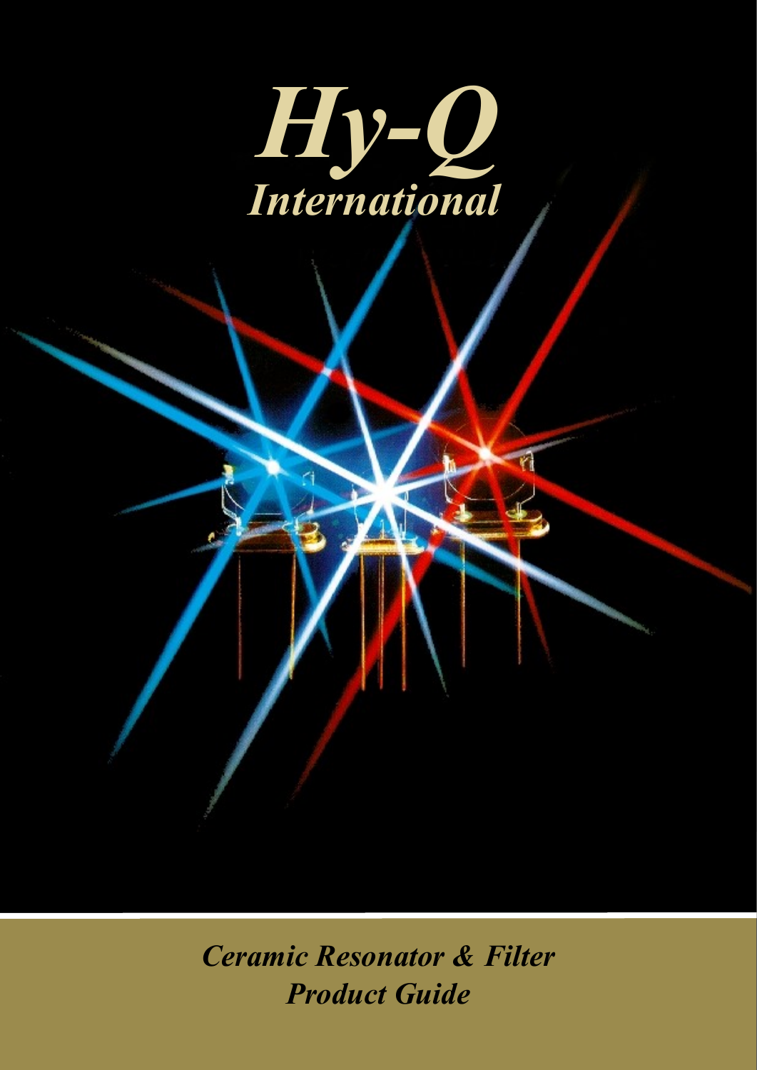# *Hy-Q*
## *International*

***Ceramic Resonator & Filter Product Guide***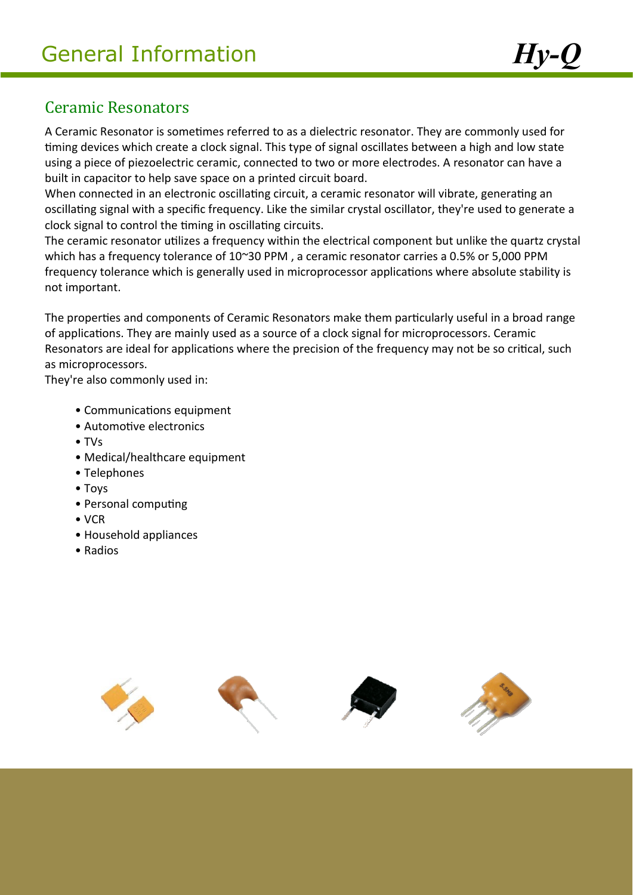# General Information

## Ceramic Resonators

A Ceramic Resonator is sometimes referred to as a dielectric resonator. They are commonly used for timing devices which create a clock signal. This type of signal oscillates between a high and low state using a piece of piezoelectric ceramic, connected to two or more electrodes. A resonator can have a built in capacitor to help save space on a printed circuit board.
When connected in an electronic oscillating circuit, a ceramic resonator will vibrate, generating an oscillating signal with a specific frequency. Like the similar crystal oscillator, they're used to generate a clock signal to control the timing in oscillating circuits.
The ceramic resonator utilizes a frequency within the electrical component but unlike the quartz crystal which has a frequency tolerance of 10~30 PPM , a ceramic resonator carries a 0.5% or 5,000 PPM frequency tolerance which is generally used in microprocessor applications where absolute stability is not important.

The properties and components of Ceramic Resonators make them particularly useful in a broad range of applications. They are mainly used as a source of a clock signal for microprocessors. Ceramic Resonators are ideal for applications where the precision of the frequency may not be so critical, such as microprocessors.
They're also commonly used in:

- Communications equipment
- Automotive electronics
- TVs
- Medical/healthcare equipment
- Telephones
- Toys
- Personal computing
- VCR
- Household appliances
- Radios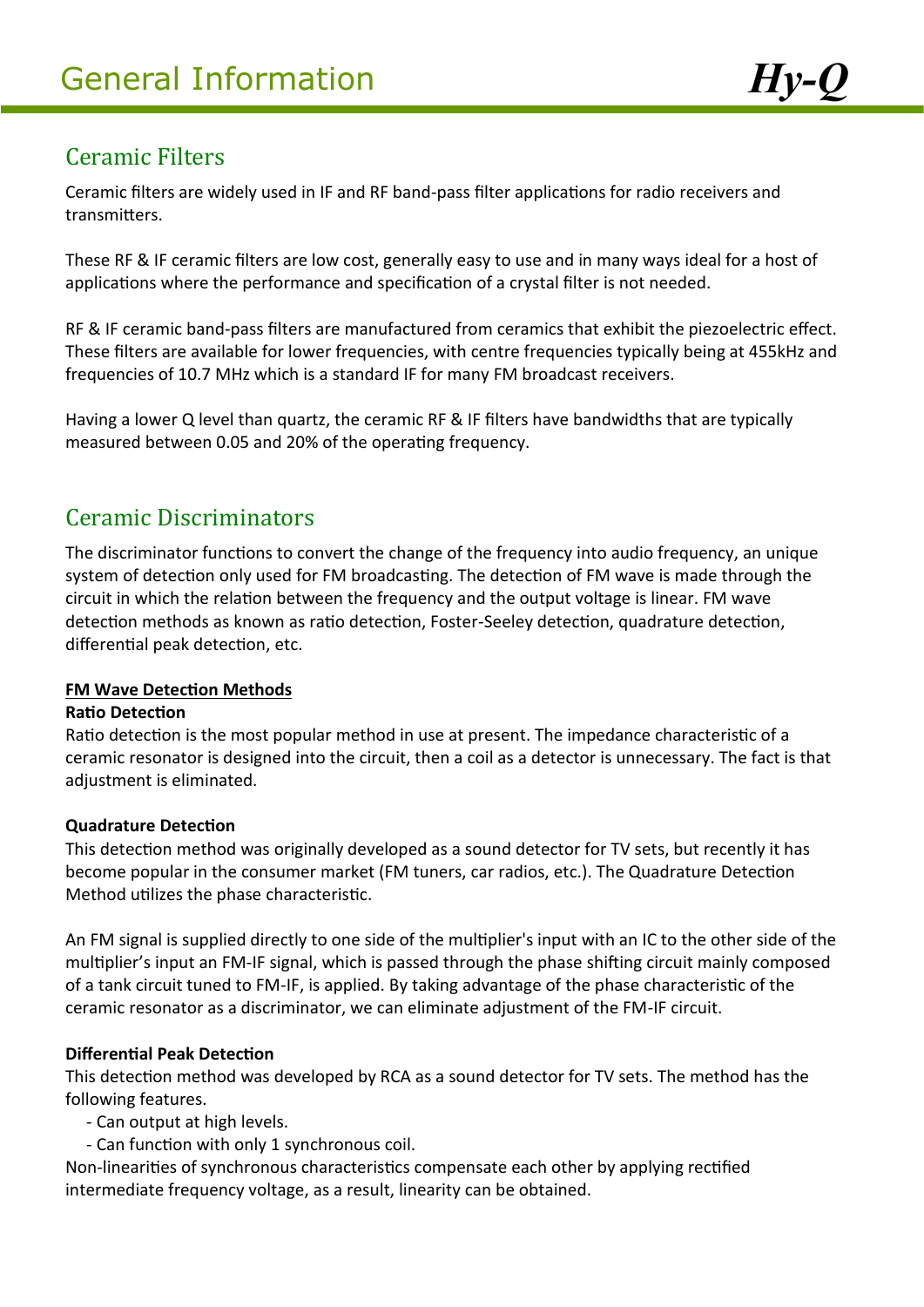# General Information

## Ceramic Filters

Ceramic filters are widely used in IF and RF band-pass filter applications for radio receivers and transmitters.

These RF & IF ceramic filters are low cost, generally easy to use and in many ways ideal for a host of applications where the performance and specification of a crystal filter is not needed.

RF & IF ceramic band-pass filters are manufactured from ceramics that exhibit the piezoelectric effect. These filters are available for lower frequencies, with centre frequencies typically being at 455kHz and frequencies of 10.7 MHz which is a standard IF for many FM broadcast receivers.

Having a lower Q level than quartz, the ceramic RF & IF filters have bandwidths that are typically measured between 0.05 and 20% of the operating frequency.

## Ceramic Discriminators

The discriminator functions to convert the change of the frequency into audio frequency, an unique system of detection only used for FM broadcasting. The detection of FM wave is made through the circuit in which the relation between the frequency and the output voltage is linear. FM wave detection methods as known as ratio detection, Foster-Seeley detection, quadrature detection, differential peak detection, etc.

### FM Wave Detection Methods

**Ratio Detection**

Ratio detection is the most popular method in use at present. The impedance characteristic of a ceramic resonator is designed into the circuit, then a coil as a detector is unnecessary. The fact is that adjustment is eliminated.

**Quadrature Detection**

This detection method was originally developed as a sound detector for TV sets, but recently it has become popular in the consumer market (FM tuners, car radios, etc.). The Quadrature Detection Method utilizes the phase characteristic.

An FM signal is supplied directly to one side of the multiplier's input with an IC to the other side of the multiplier's input an FM-IF signal, which is passed through the phase shifting circuit mainly composed of a tank circuit tuned to FM-IF, is applied. By taking advantage of the phase characteristic of the ceramic resonator as a discriminator, we can eliminate adjustment of the FM-IF circuit.

**Differential Peak Detection**

This detection method was developed by RCA as a sound detector for TV sets. The method has the following features.

- Can output at high levels.
- Can function with only 1 synchronous coil.

Non-linearities of synchronous characteristics compensate each other by applying rectified intermediate frequency voltage, as a result, linearity can be obtained.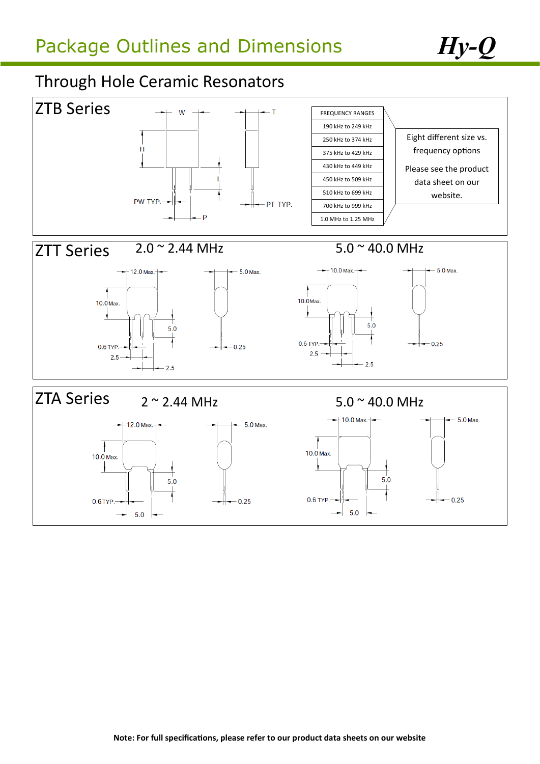# Package Outlines and Dimensions

## Through Hole Ceramic Resonators

### ZTB Series

W, T, H, L, PW TYP., PT TYP., P

| FREQUENCY RANGES |
|---|
| 190 kHz to 249 kHz |
| 250 kHz to 374 kHz |
| 375 kHz to 429 kHz |
| 430 kHz to 449 kHz |
| 450 kHz to 509 kHz |
| 510 kHz to 699 kHz |
| 700 kHz to 999 kHz |
| 1.0 MHz to 1.25 MHz |

Eight different size vs. frequency options

Please see the product data sheet on our website.

### ZTT Series

2.0 ~ 2.44 MHz

12.0 Max., 5.0 Max., 10.0 Max., 5.0, 0.6 TYP., 2.5, 2.5, 0.25

5.0 ~ 40.0 MHz

10.0 Max., 5.0 Max., 10.0 Max., 5.0, 0.6 TYP., 2.5, 2.5, 0.25

### ZTA Series

2 ~ 2.44 MHz

12.0 Max., 5.0 Max., 10.0 Max., 5.0, 0.6 TYP., 5.0, 0.25

5.0 ~ 40.0 MHz

10.0 Max., 5.0 Max., 10.0 Max., 5.0, 0.6 TYP., 5.0, 0.25

**Note: For full specifications, please refer to our product data sheets on our website**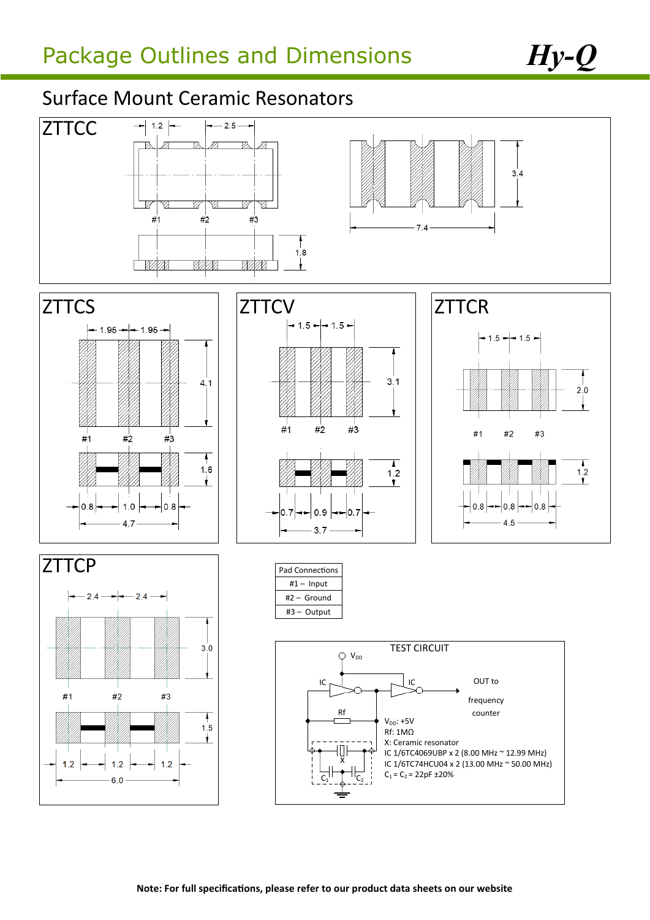# Package Outlines and Dimensions

## Surface Mount Ceramic Resonators

### ZTTCC

1.2 2.5

#1 #2 #3

1.8

3.4

7.4

### ZTTCS

1.95 1.95

4.1

#1 #2 #3

1.6

0.8 1.0 0.8

4.7

### ZTTCV

1.5 1.5

3.1

#1 #2 #3

1.2

0.7 0.9 0.7

3.7

### ZTTCR

1.5 1.5

2.0

#1 #2 #3

1.2

0.8 0.8 0.8

4.5

### ZTTCP

2.4 2.4

3.0

#1 #2 #3

1.5

1.2 1.2 1.2

6.0

| Pad Connections |
|---|
| #1 – Input |
| #2 – Ground |
| #3 – Output |

**TEST CIRCUIT**

$V_{DD}$

IC IC

OUT to frequency counter

Rf

X

$C_1$ $C_2$

$V_{DD}$: +5V
Rf: 1MΩ
X: Ceramic resonator
IC 1/6TC4069UBP x 2 (8.00 MHz ~ 12.99 MHz)
IC 1/6TC74HCU04 x 2 (13.00 MHz ~ 50.00 MHz)
$C_1 = C_2$ = 22pF ±20%

**Note: For full specifications, please refer to our product data sheets on our website**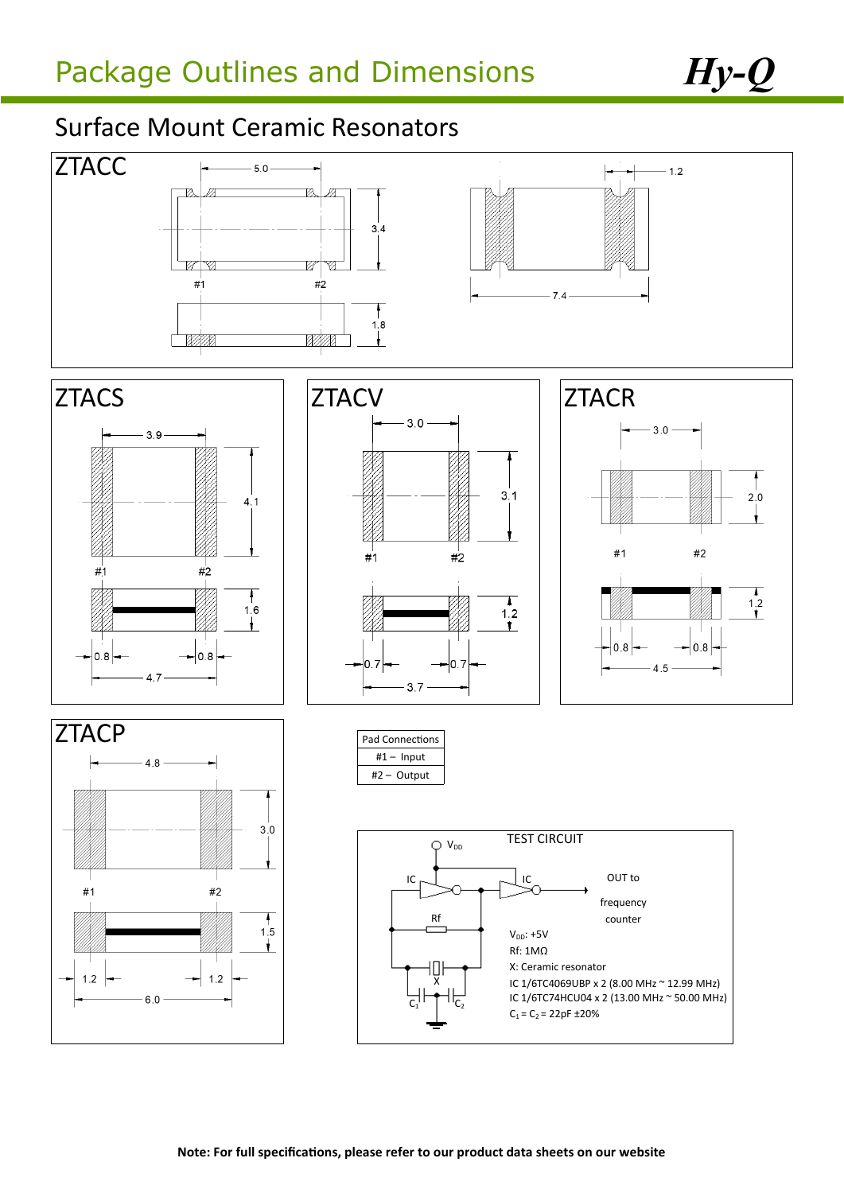# Package Outlines and Dimensions

## Surface Mount Ceramic Resonators

### ZTACC

5.0, 3.4, 1.8, 1.2, 7.4

#1 #2

### ZTACS

3.9, 4.1, 1.6, 0.8, 0.8, 4.7

#1 #2

### ZTACV

3.0, 3.1, 1.2, 0.7, 0.7, 3.7

#1 #2

### ZTACR

3.0, 2.0, 1.2, 0.8, 0.8, 4.5

#1 #2

### ZTACP

4.8, 3.0, 1.5, 1.2, 1.2, 6.0

#1 #2

| Pad Connections |
|---|
| #1 – Input |
| #2 – Output |

**TEST CIRCUIT**

$V_{DD}$

IC, IC, Rf, X, $C_1$, $C_2$

OUT to frequency counter

$V_{DD}$: +5V
Rf: 1MΩ
X: Ceramic resonator
IC 1/6TC4069UBP x 2 (8.00 MHz ~ 12.99 MHz)
IC 1/6TC74HCU04 x 2 (13.00 MHz ~ 50.00 MHz)
$C_1 = C_2 = 22\text{pF} \pm 20\%$

**Note: For full specifications, please refer to our product data sheets on our website**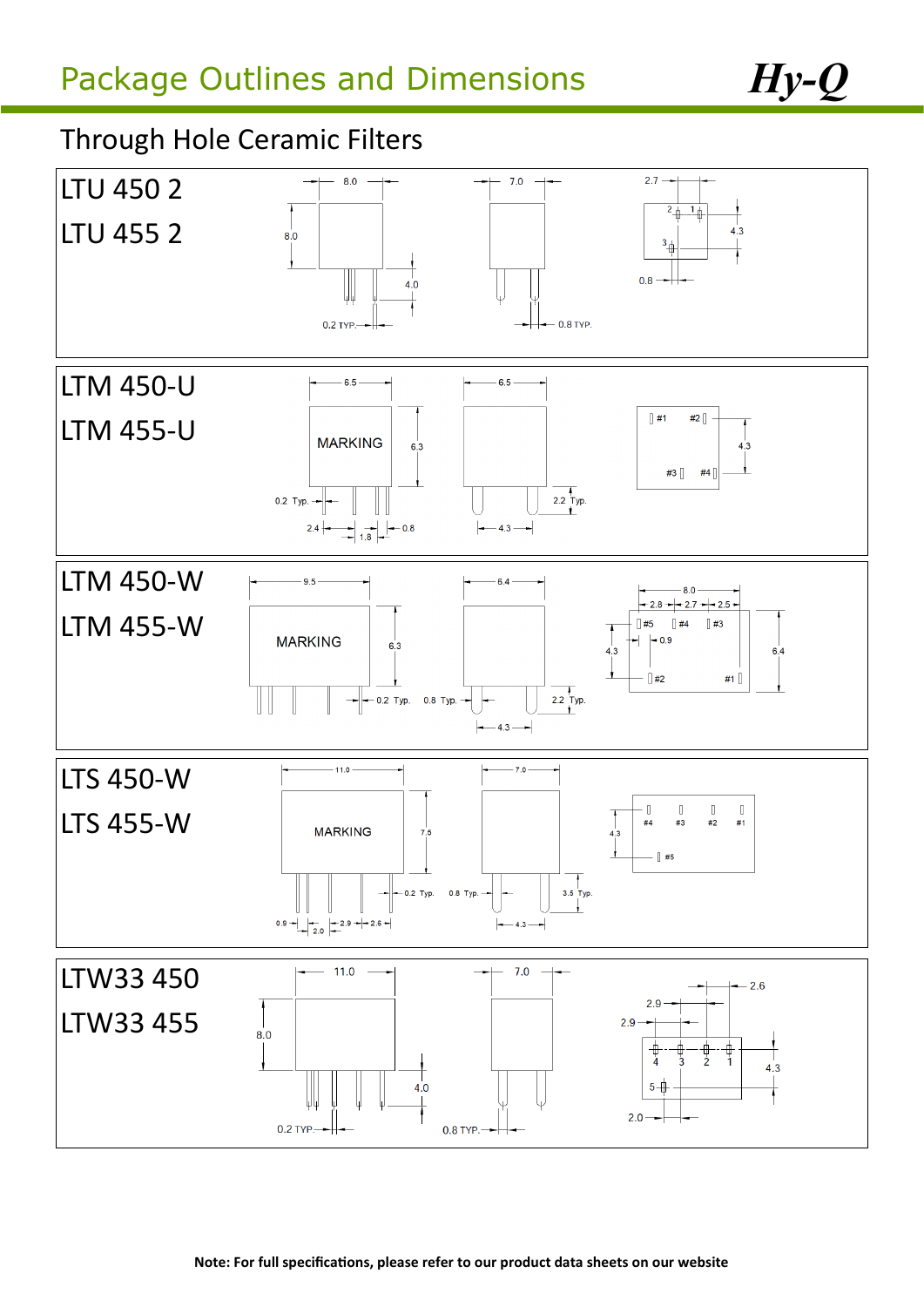# Package Outlines and Dimensions

**Hy-Q**

## Through Hole Ceramic Filters

### LTU 450 2
### LTU 455 2

8.0 | 7.0 | 2.7
8.0 | 4.0 | 4.3
0.2 TYP. | 0.8 TYP. | 0.8
2 | 1 | 3

### LTM 450-U
### LTM 455-U

6.5 | 6.5
MARKING
6.3
0.2 Typ. | 2.2 Typ.
2.4 | 1.8 | 0.8 | 4.3
#1 | #2 | #3 | #4 | 4.3

### LTM 450-W
### LTM 455-W

9.5 | 6.4 | 8.0
2.8 | 2.7 | 2.5
MARKING
6.3
#5 | #4 | #3
0.9 | 4.3 | 6.4
#2 | #1
0.2 Typ. | 0.8 Typ. | 2.2 Typ.
4.3

### LTS 450-W
### LTS 455-W

11.0 | 7.0
MARKING
7.5
#4 | #3 | #2 | #1
4.3
#5
0.2 Typ. | 0.8 Typ. | 3.5 Typ.
0.9 | 2.0 | 2.9 | 2.6 | 4.3

### LTW33 450
### LTW33 455

11.0 | 7.0 | 2.6
8.0 | 2.9 | 2.9
4 | 3 | 2 | 1
4.0 | 4.3
5
0.2 TYP. | 0.8 TYP. | 2.0

**Note: For full specifications, please refer to our product data sheets on our website**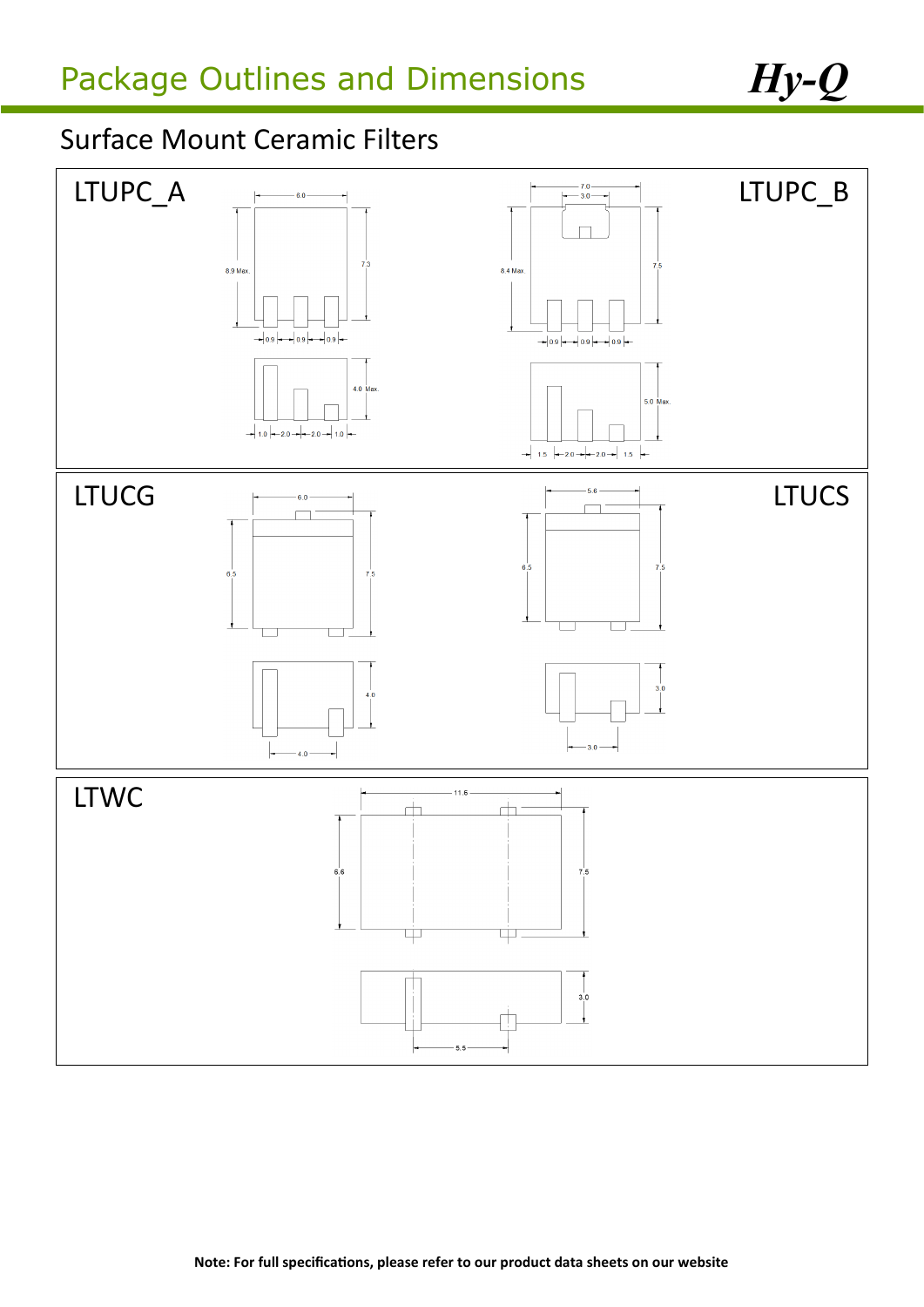# Package Outlines and Dimensions

## Surface Mount Ceramic Filters

### LTUPC_A

6.0

8.9 Max.

7.3

0.9 0.9 0.9

4.0 Max.

1.0 2.0 2.0 1.0

### LTUPC_B

7.0

3.0

8.4 Max.

7.5

0.9 0.9 0.9

5.0 Max.

1.5 2.0 2.0 1.5

### LTUCG

6.0

6.5

7.5

4.0

4.0

### LTUCS

5.6

6.5

7.5

3.0

3.0

### LTWC

11.6

6.6

7.5

3.0

5.5

**Note: For full specifications, please refer to our product data sheets on our website**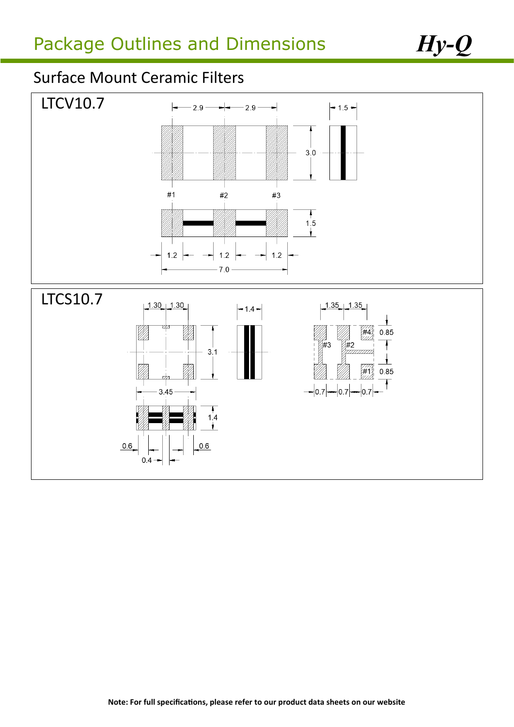# Package Outlines and Dimensions

## Surface Mount Ceramic Filters

### LTCV10.7

2.9 2.9 1.5

3.0

#1 #2 #3

1.5

1.2 1.2 1.2

7.0

### LTCS10.7

1.30 1.30 1.4 1.35 1.35

3.1

#4 0.85

#3 #2

#1 0.85

3.45 0.7 0.7 0.7

1.4

0.6 0.6

0.4

**Note: For full specifications, please refer to our product data sheets on our website**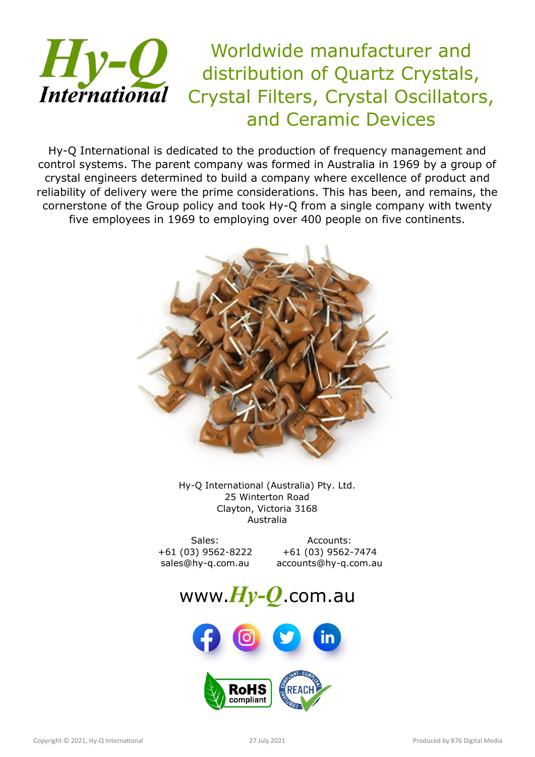# Hy-Q International

## Worldwide manufacturer and distribution of Quartz Crystals, Crystal Filters, Crystal Oscillators, and Ceramic Devices

Hy-Q International is dedicated to the production of frequency management and control systems. The parent company was formed in Australia in 1969 by a group of crystal engineers determined to build a company where excellence of product and reliability of delivery were the prime considerations. This has been, and remains, the cornerstone of the Group policy and took Hy-Q from a single company with twenty five employees in 1969 to employing over 400 people on five continents.

Hy-Q International (Australia) Pty. Ltd.
25 Winterton Road
Clayton, Victoria 3168
Australia

Sales:
+61 (03) 9562-8222
sales@hy-q.com.au

Accounts:
+61 (03) 9562-7474
accounts@hy-q.com.au

www.Hy-Q.com.au

RoHS compliant

REACH COMPLIANT

Copyright © 2021, Hy-Q International

27 July 2021

Produced by 876 Digital Media